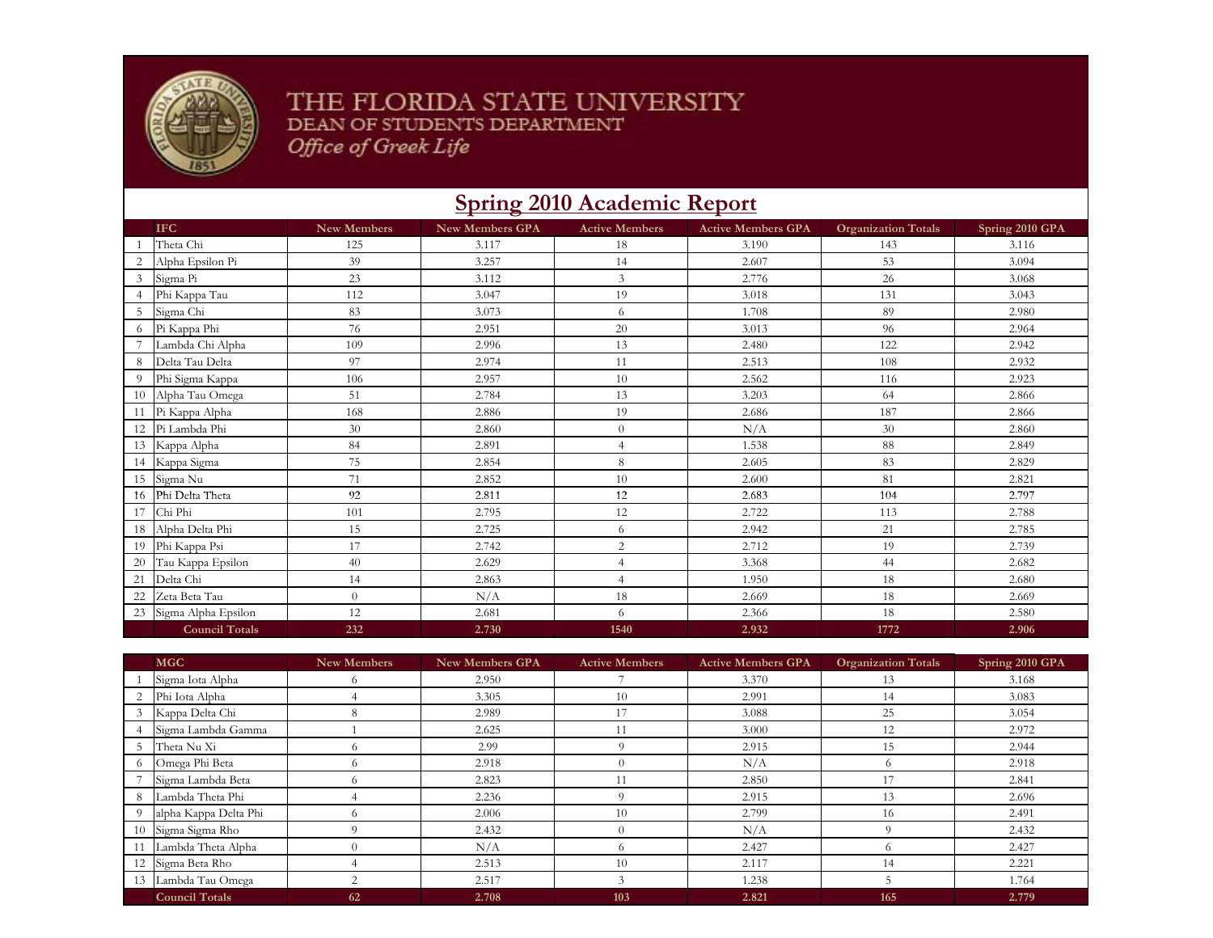THE FLORIDA STATE UNIVERSITY
DEAN OF STUDENTS DEPARTMENT
*Office of Greek Life*

# Spring 2010 Academic Report

| | IFC | New Members | New Members GPA | Active Members | Active Members GPA | Organization Totals | Spring 2010 GPA |
|---|---|---|---|---|---|---|---|
| 1 | Theta Chi | 125 | 3.117 | 18 | 3.190 | 143 | 3.116 |
| 2 | Alpha Epsilon Pi | 39 | 3.257 | 14 | 2.607 | 53 | 3.094 |
| 3 | Sigma Pi | 23 | 3.112 | 3 | 2.776 | 26 | 3.068 |
| 4 | Phi Kappa Tau | 112 | 3.047 | 19 | 3.018 | 131 | 3.043 |
| 5 | Sigma Chi | 83 | 3.073 | 6 | 1.708 | 89 | 2.980 |
| 6 | Pi Kappa Phi | 76 | 2.951 | 20 | 3.013 | 96 | 2.964 |
| 7 | Lambda Chi Alpha | 109 | 2.996 | 13 | 2.480 | 122 | 2.942 |
| 8 | Delta Tau Delta | 97 | 2.974 | 11 | 2.513 | 108 | 2.932 |
| 9 | Phi Sigma Kappa | 106 | 2.957 | 10 | 2.562 | 116 | 2.923 |
| 10 | Alpha Tau Omega | 51 | 2.784 | 13 | 3.203 | 64 | 2.866 |
| 11 | Pi Kappa Alpha | 168 | 2.886 | 19 | 2.686 | 187 | 2.866 |
| 12 | Pi Lambda Phi | 30 | 2.860 | 0 | N/A | 30 | 2.860 |
| 13 | Kappa Alpha | 84 | 2.891 | 4 | 1.538 | 88 | 2.849 |
| 14 | Kappa Sigma | 75 | 2.854 | 8 | 2.605 | 83 | 2.829 |
| 15 | Sigma Nu | 71 | 2.852 | 10 | 2.600 | 81 | 2.821 |
| 16 | Phi Delta Theta | 92 | 2.811 | 12 | 2.683 | 104 | 2.797 |
| 17 | Chi Phi | 101 | 2.795 | 12 | 2.722 | 113 | 2.788 |
| 18 | Alpha Delta Phi | 15 | 2.725 | 6 | 2.942 | 21 | 2.785 |
| 19 | Phi Kappa Psi | 17 | 2.742 | 2 | 2.712 | 19 | 2.739 |
| 20 | Tau Kappa Epsilon | 40 | 2.629 | 4 | 3.368 | 44 | 2.682 |
| 21 | Delta Chi | 14 | 2.863 | 4 | 1.950 | 18 | 2.680 |
| 22 | Zeta Beta Tau | 0 | N/A | 18 | 2.669 | 18 | 2.669 |
| 23 | Sigma Alpha Epsilon | 12 | 2.681 | 6 | 2.366 | 18 | 2.580 |
| | **Council Totals** | **232** | **2.730** | **1540** | **2.932** | **1772** | **2.906** |

| | MGC | New Members | New Members GPA | Active Members | Active Members GPA | Organization Totals | Spring 2010 GPA |
|---|---|---|---|---|---|---|---|
| 1 | Sigma Iota Alpha | 6 | 2.950 | 7 | 3.370 | 13 | 3.168 |
| 2 | Phi Iota Alpha | 4 | 3.305 | 10 | 2.991 | 14 | 3.083 |
| 3 | Kappa Delta Chi | 8 | 2.989 | 17 | 3.088 | 25 | 3.054 |
| 4 | Sigma Lambda Gamma | 1 | 2.625 | 11 | 3.000 | 12 | 2.972 |
| 5 | Theta Nu Xi | 6 | 2.99 | 9 | 2.915 | 15 | 2.944 |
| 6 | Omega Phi Beta | 6 | 2.918 | 0 | N/A | 6 | 2.918 |
| 7 | Sigma Lambda Beta | 6 | 2.823 | 11 | 2.850 | 17 | 2.841 |
| 8 | Lambda Theta Phi | 4 | 2.236 | 9 | 2.915 | 13 | 2.696 |
| 9 | alpha Kappa Delta Phi | 6 | 2.006 | 10 | 2.799 | 16 | 2.491 |
| 10 | Sigma Sigma Rho | 9 | 2.432 | 0 | N/A | 9 | 2.432 |
| 11 | Lambda Theta Alpha | 0 | N/A | 6 | 2.427 | 6 | 2.427 |
| 12 | Sigma Beta Rho | 4 | 2.513 | 10 | 2.117 | 14 | 2.221 |
| 13 | Lambda Tau Omega | 2 | 2.517 | 3 | 1.238 | 5 | 1.764 |
| | **Council Totals** | **62** | **2.708** | **103** | **2.821** | **165** | **2.779** |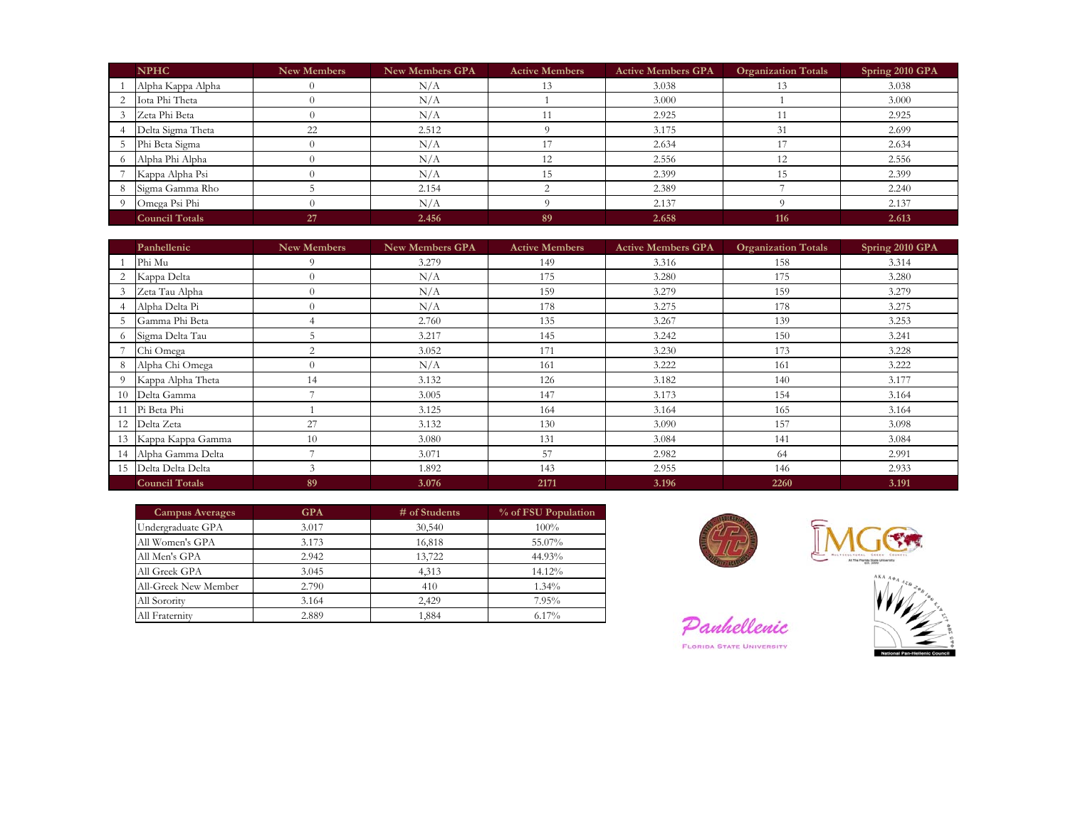| | NPHC | New Members | New Members GPA | Active Members | Active Members GPA | Organization Totals | Spring 2010 GPA |
|---|---|---|---|---|---|---|---|
| 1 | Alpha Kappa Alpha | 0 | N/A | 13 | 3.038 | 13 | 3.038 |
| 2 | Iota Phi Theta | 0 | N/A | 1 | 3.000 | 1 | 3.000 |
| 3 | Zeta Phi Beta | 0 | N/A | 11 | 2.925 | 11 | 2.925 |
| 4 | Delta Sigma Theta | 22 | 2.512 | 9 | 3.175 | 31 | 2.699 |
| 5 | Phi Beta Sigma | 0 | N/A | 17 | 2.634 | 17 | 2.634 |
| 6 | Alpha Phi Alpha | 0 | N/A | 12 | 2.556 | 12 | 2.556 |
| 7 | Kappa Alpha Psi | 0 | N/A | 15 | 2.399 | 15 | 2.399 |
| 8 | Sigma Gamma Rho | 5 | 2.154 | 2 | 2.389 | 7 | 2.240 |
| 9 | Omega Psi Phi | 0 | N/A | 9 | 2.137 | 9 | 2.137 |
| | **Council Totals** | **27** | **2.456** | **89** | **2.658** | **116** | **2.613** |

| | Panhellenic | New Members | New Members GPA | Active Members | Active Members GPA | Organization Totals | Spring 2010 GPA |
|---|---|---|---|---|---|---|---|
| 1 | Phi Mu | 9 | 3.279 | 149 | 3.316 | 158 | 3.314 |
| 2 | Kappa Delta | 0 | N/A | 175 | 3.280 | 175 | 3.280 |
| 3 | Zeta Tau Alpha | 0 | N/A | 159 | 3.279 | 159 | 3.279 |
| 4 | Alpha Delta Pi | 0 | N/A | 178 | 3.275 | 178 | 3.275 |
| 5 | Gamma Phi Beta | 4 | 2.760 | 135 | 3.267 | 139 | 3.253 |
| 6 | Sigma Delta Tau | 5 | 3.217 | 145 | 3.242 | 150 | 3.241 |
| 7 | Chi Omega | 2 | 3.052 | 171 | 3.230 | 173 | 3.228 |
| 8 | Alpha Chi Omega | 0 | N/A | 161 | 3.222 | 161 | 3.222 |
| 9 | Kappa Alpha Theta | 14 | 3.132 | 126 | 3.182 | 140 | 3.177 |
| 10 | Delta Gamma | 7 | 3.005 | 147 | 3.173 | 154 | 3.164 |
| 11 | Pi Beta Phi | 1 | 3.125 | 164 | 3.164 | 165 | 3.164 |
| 12 | Delta Zeta | 27 | 3.132 | 130 | 3.090 | 157 | 3.098 |
| 13 | Kappa Kappa Gamma | 10 | 3.080 | 131 | 3.084 | 141 | 3.084 |
| 14 | Alpha Gamma Delta | 7 | 3.071 | 57 | 2.982 | 64 | 2.991 |
| 15 | Delta Delta Delta | 3 | 1.892 | 143 | 2.955 | 146 | 2.933 |
| | **Council Totals** | **89** | **3.076** | **2171** | **3.196** | **2260** | **3.191** |

| Campus Averages | GPA | # of Students | % of FSU Population |
|---|---|---|---|
| Undergraduate GPA | 3.017 | 30,540 | 100% |
| All Women's GPA | 3.173 | 16,818 | 55.07% |
| All Men's GPA | 2.942 | 13,722 | 44.93% |
| All Greek GPA | 3.045 | 4,313 | 14.12% |
| All-Greek New Member | 2.790 | 410 | 1.34% |
| All Sorority | 3.164 | 2,429 | 7.95% |
| All Fraternity | 2.889 | 1,884 | 6.17% |

Panhellenic
Florida State University

National Pan-Hellenic Council